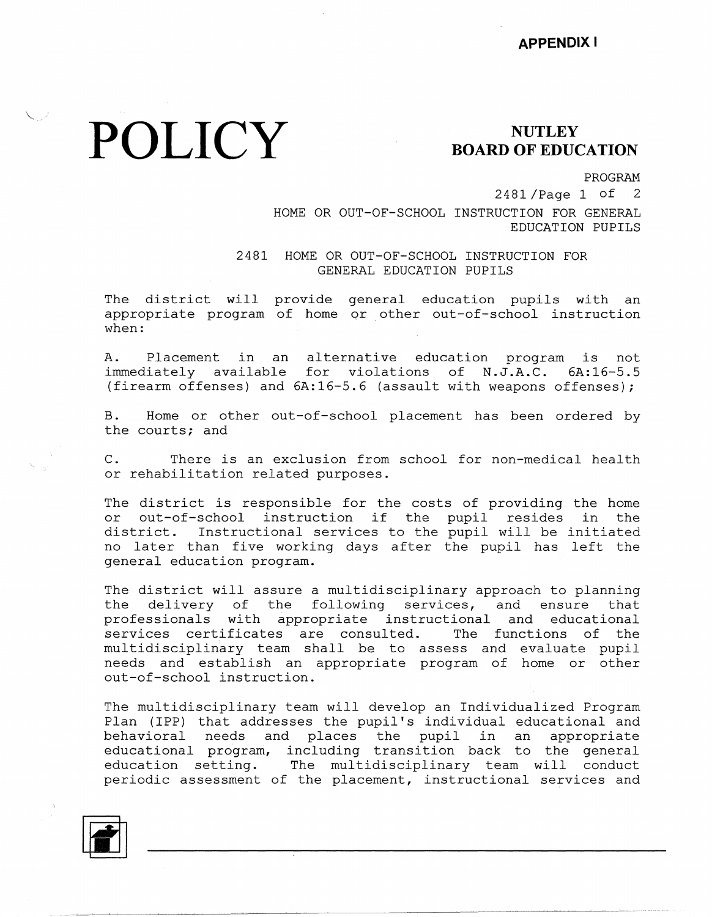**APPENDIX I**

# POLICY

**NUTLEY BOARD OF EDUCATION**

PROGRAM

2481

HOME OR OUT-OF-SCHOOL INSTRUCTION FOR GENERAL EDUCATION PUPILS

## 2481 HOME OR OUT-OF-SCHOOL INSTRUCTION FOR GENERAL EDUCATION PUPILS

The district will provide general education pupils with an appropriate program of home or other out-of-school instruction when:

A. Placement in an alternative education program is not immediately available for violations of N.J.A.C. 6A:16-5.5 (firearm offenses) and 6A:16-5.6 (assault with weapons offenses);

B. Home or other out-of-school placement has been ordered by the courts; and

C. There is an exclusion from school for non-medical health or rehabilitation related purposes.

The district is responsible for the costs of providing the home or out-of-school instruction if the pupil resides in the district. Instructional services to the pupil will be initiated no later than five working days after the pupil has left the general education program.

The district will assure a multidisciplinary approach to planning the delivery of the following services, and ensure that professionals with appropriate instructional and educational services certificates are consulted. The functions of the multidisciplinary team shall be to assess and evaluate pupil needs and establish an appropriate program of home or other out-of-school instruction.

The multidisciplinary team will develop an Individualized Program Plan (IPP) that addresses the pupil's individual educational and behavioral needs and places the pupil in an appropriate educational program, including transition back to the general education setting. The multidisciplinary team will conduct periodic assessment of the placement, instructional services and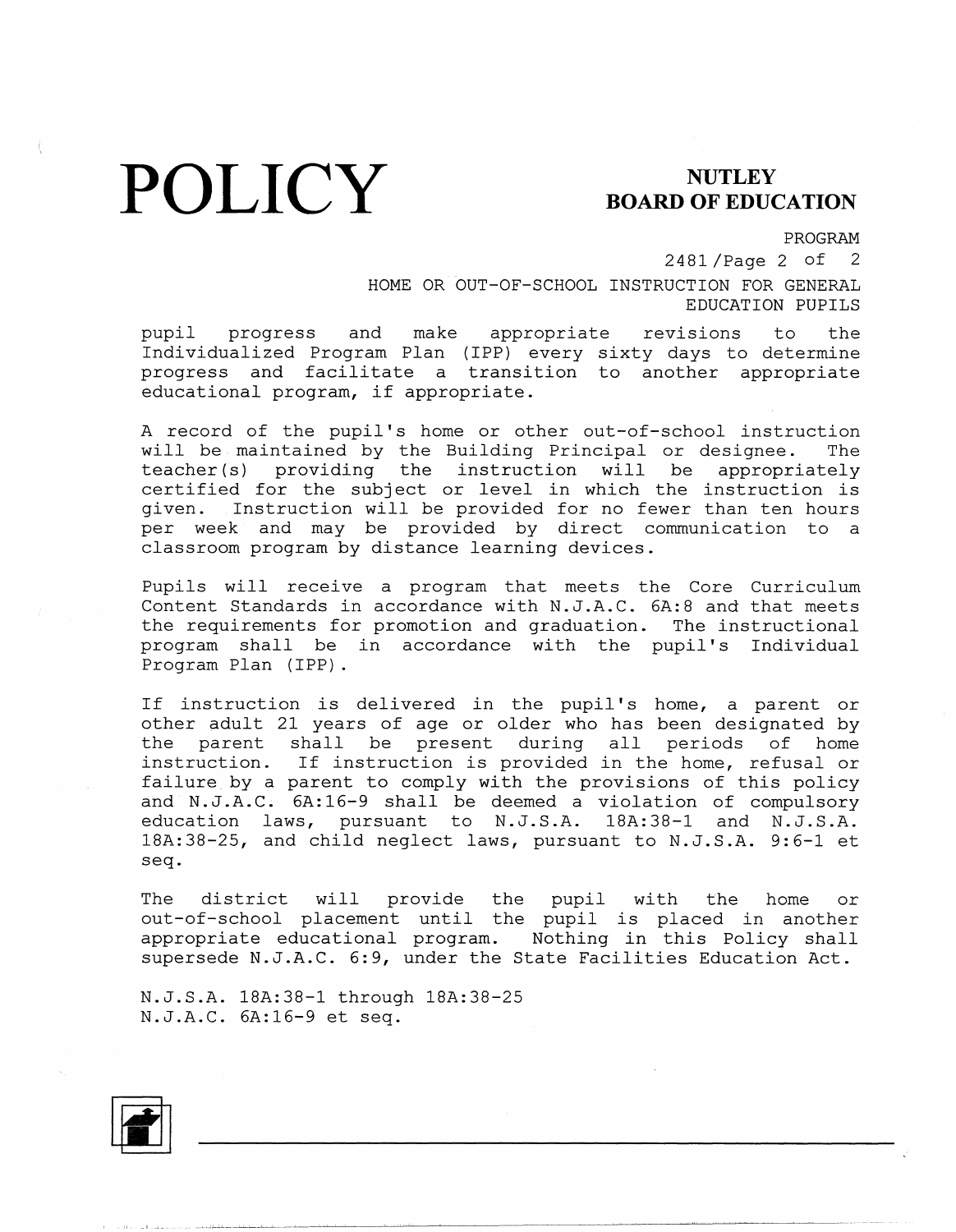pupil progress and make appropriate revisions to the Individualized Program Plan (IPP) every sixty days to determine progress and facilitate a transition to another appropriate educational program, if appropriate.

A record of the pupil's home or other out-of-school instruction will be maintained by the Building Principal or designee. The teacher(s) providing the instruction will be appropriately certified for the subject or level in which the instruction is given. Instruction will be provided for no fewer than ten hours per week and may be provided by direct communication to a classroom program by distance learning devices.

Pupils will receive a program that meets the Core Curriculum Content Standards in accordance with N.J.A.C. 6A:8 and that meets the requirements for promotion and graduation. The instructional program shall be in accordance with the pupil's Individual Program Plan (IPP).

If instruction is delivered in the pupil's home, a parent or other adult 21 years of age or older who has been designated by the parent shall be present during all periods of home instruction. If instruction is provided in the home, refusal or failure by a parent to comply with the provisions of this policy and N.J.A.C. 6A:16-9 shall be deemed a violation of compulsory education laws, pursuant to N.J.S.A. 18A:38-1 and N.J.S.A. 18A:38-25, and child neglect laws, pursuant to N.J.S.A. 9:6-1 et seq.

The district will provide the pupil with the home or out-of-school placement until the pupil is placed in another appropriate educational program. Nothing in this Policy shall supersede N.J.A.C. 6:9, under the State Facilities Education Act.

N.J.S.A. 18A:38-1 through 18A:38-25
N.J.A.C. 6A:16-9 et seq.